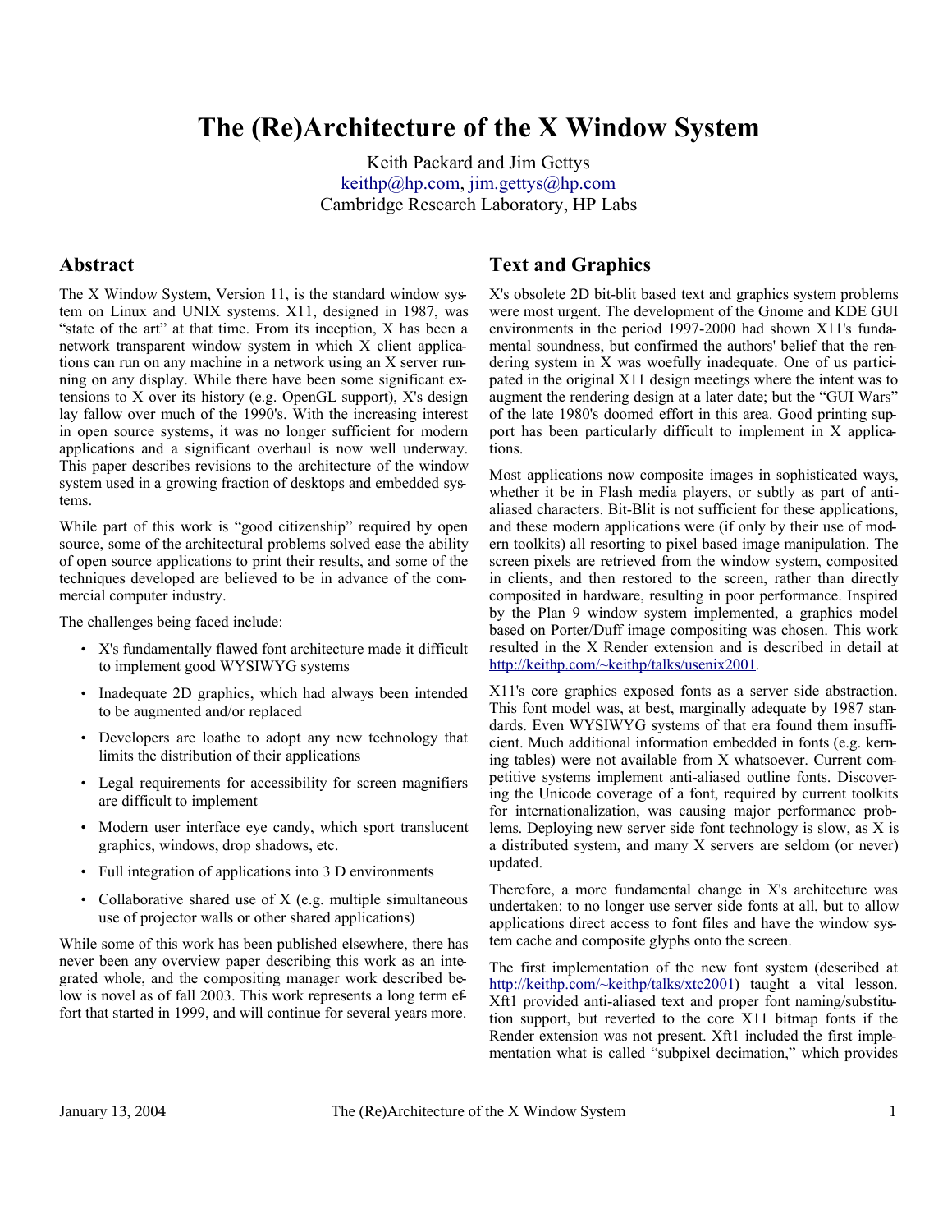# The (Re)Architecture of the X Window System

Keith Packard and Jim Gettys
keithp@hp.com, jim.gettys@hp.com
Cambridge Research Laboratory, HP Labs

## Abstract

The X Window System, Version 11, is the standard window system on Linux and UNIX systems. X11, designed in 1987, was "state of the art" at that time. From its inception, X has been a network transparent window system in which X client applications can run on any machine in a network using an X server running on any display. While there have been some significant extensions to X over its history (e.g. OpenGL support), X's design lay fallow over much of the 1990's. With the increasing interest in open source systems, it was no longer sufficient for modern applications and a significant overhaul is now well underway. This paper describes revisions to the architecture of the window system used in a growing fraction of desktops and embedded systems.

While part of this work is "good citizenship" required by open source, some of the architectural problems solved ease the ability of open source applications to print their results, and some of the techniques developed are believed to be in advance of the commercial computer industry.

The challenges being faced include:

- X's fundamentally flawed font architecture made it difficult to implement good WYSIWYG systems
- Inadequate 2D graphics, which had always been intended to be augmented and/or replaced
- Developers are loathe to adopt any new technology that limits the distribution of their applications
- Legal requirements for accessibility for screen magnifiers are difficult to implement
- Modern user interface eye candy, which sport translucent graphics, windows, drop shadows, etc.
- Full integration of applications into 3 D environments
- Collaborative shared use of X (e.g. multiple simultaneous use of projector walls or other shared applications)

While some of this work has been published elsewhere, there has never been any overview paper describing this work as an integrated whole, and the compositing manager work described below is novel as of fall 2003. This work represents a long term effort that started in 1999, and will continue for several years more.

## Text and Graphics

X's obsolete 2D bit-blit based text and graphics system problems were most urgent. The development of the Gnome and KDE GUI environments in the period 1997-2000 had shown X11's fundamental soundness, but confirmed the authors' belief that the rendering system in X was woefully inadequate. One of us participated in the original X11 design meetings where the intent was to augment the rendering design at a later date; but the "GUI Wars" of the late 1980's doomed effort in this area. Good printing support has been particularly difficult to implement in X applications.

Most applications now composite images in sophisticated ways, whether it be in Flash media players, or subtly as part of anti-aliased characters. Bit-Blit is not sufficient for these applications, and these modern applications were (if only by their use of modern toolkits) all resorting to pixel based image manipulation. The screen pixels are retrieved from the window system, composited in clients, and then restored to the screen, rather than directly composited in hardware, resulting in poor performance. Inspired by the Plan 9 window system implemented, a graphics model based on Porter/Duff image compositing was chosen. This work resulted in the X Render extension and is described in detail at http://keithp.com/~keithp/talks/usenix2001.

X11's core graphics exposed fonts as a server side abstraction. This font model was, at best, marginally adequate by 1987 standards. Even WYSIWYG systems of that era found them insufficient. Much additional information embedded in fonts (e.g. kerning tables) were not available from X whatsoever. Current competitive systems implement anti-aliased outline fonts. Discovering the Unicode coverage of a font, required by current toolkits for internationalization, was causing major performance problems. Deploying new server side font technology is slow, as X is a distributed system, and many X servers are seldom (or never) updated.

Therefore, a more fundamental change in X's architecture was undertaken: to no longer use server side fonts at all, but to allow applications direct access to font files and have the window system cache and composite glyphs onto the screen.

The first implementation of the new font system (described at http://keithp.com/~keithp/talks/xtc2001) taught a vital lesson. Xft1 provided anti-aliased text and proper font naming/substitution support, but reverted to the core X11 bitmap fonts if the Render extension was not present. Xft1 included the first implementation what is called "subpixel decimation," which provides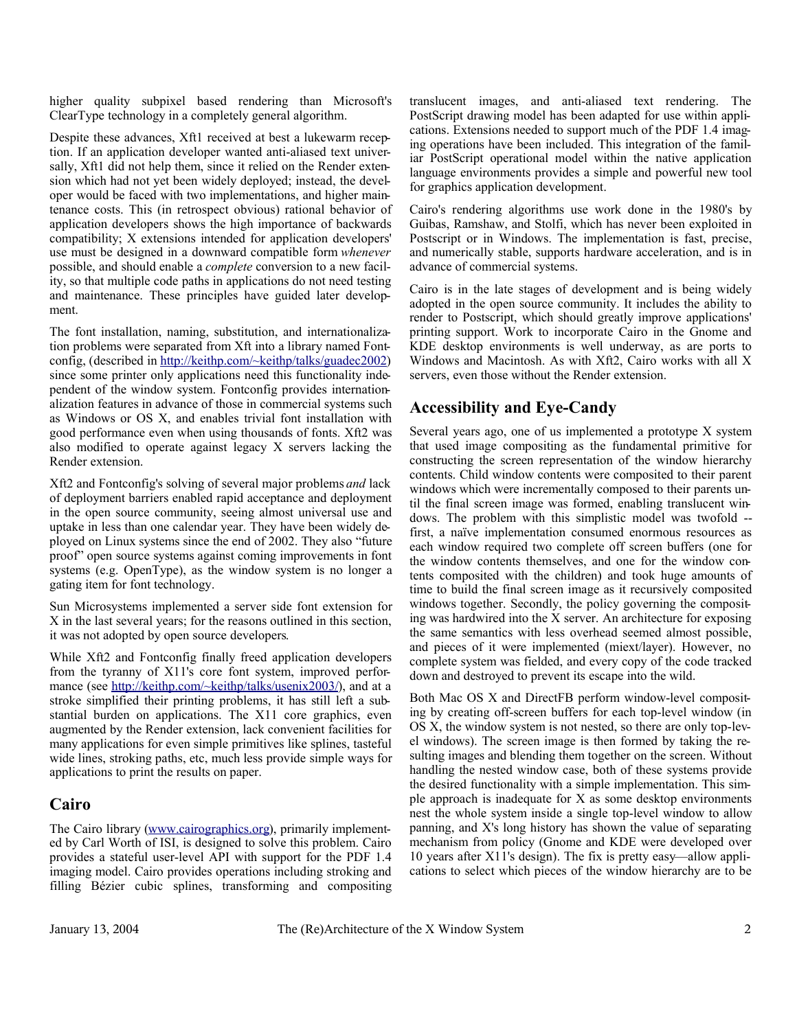higher quality subpixel based rendering than Microsoft's ClearType technology in a completely general algorithm.

Despite these advances, Xft1 received at best a lukewarm reception. If an application developer wanted anti-aliased text universally, Xft1 did not help them, since it relied on the Render extension which had not yet been widely deployed; instead, the developer would be faced with two implementations, and higher maintenance costs. This (in retrospect obvious) rational behavior of application developers shows the high importance of backwards compatibility; X extensions intended for application developers' use must be designed in a downward compatible form *whenever* possible, and should enable a *complete* conversion to a new facility, so that multiple code paths in applications do not need testing and maintenance. These principles have guided later development.

The font installation, naming, substitution, and internationalization problems were separated from Xft into a library named Fontconfig, (described in http://keithp.com/~keithp/talks/guadec2002) since some printer only applications need this functionality independent of the window system. Fontconfig provides internationalization features in advance of those in commercial systems such as Windows or OS X, and enables trivial font installation with good performance even when using thousands of fonts. Xft2 was also modified to operate against legacy X servers lacking the Render extension.

Xft2 and Fontconfig's solving of several major problems *and* lack of deployment barriers enabled rapid acceptance and deployment in the open source community, seeing almost universal use and uptake in less than one calendar year. They have been widely deployed on Linux systems since the end of 2002. They also "future proof" open source systems against coming improvements in font systems (e.g. OpenType), as the window system is no longer a gating item for font technology.

Sun Microsystems implemented a server side font extension for X in the last several years; for the reasons outlined in this section, it was not adopted by open source developers.

While Xft2 and Fontconfig finally freed application developers from the tyranny of X11's core font system, improved performance (see http://keithp.com/~keithp/talks/usenix2003/), and at a stroke simplified their printing problems, it has still left a substantial burden on applications. The X11 core graphics, even augmented by the Render extension, lack convenient facilities for many applications for even simple primitives like splines, tasteful wide lines, stroking paths, etc, much less provide simple ways for applications to print the results on paper.

## Cairo

The Cairo library (www.cairographics.org), primarily implemented by Carl Worth of ISI, is designed to solve this problem. Cairo provides a stateful user-level API with support for the PDF 1.4 imaging model. Cairo provides operations including stroking and filling Bézier cubic splines, transforming and compositing translucent images, and anti-aliased text rendering. The PostScript drawing model has been adapted for use within applications. Extensions needed to support much of the PDF 1.4 imaging operations have been included. This integration of the familiar PostScript operational model within the native application language environments provides a simple and powerful new tool for graphics application development.

Cairo's rendering algorithms use work done in the 1980's by Guibas, Ramshaw, and Stolfi, which has never been exploited in Postscript or in Windows. The implementation is fast, precise, and numerically stable, supports hardware acceleration, and is in advance of commercial systems.

Cairo is in the late stages of development and is being widely adopted in the open source community. It includes the ability to render to Postscript, which should greatly improve applications' printing support. Work to incorporate Cairo in the Gnome and KDE desktop environments is well underway, as are ports to Windows and Macintosh. As with Xft2, Cairo works with all X servers, even those without the Render extension.

## Accessibility and Eye-Candy

Several years ago, one of us implemented a prototype X system that used image compositing as the fundamental primitive for constructing the screen representation of the window hierarchy contents. Child window contents were composited to their parent windows which were incrementally composed to their parents until the final screen image was formed, enabling translucent windows. The problem with this simplistic model was twofold -- first, a naïve implementation consumed enormous resources as each window required two complete off screen buffers (one for the window contents themselves, and one for the window contents composited with the children) and took huge amounts of time to build the final screen image as it recursively composited windows together. Secondly, the policy governing the compositing was hardwired into the X server. An architecture for exposing the same semantics with less overhead seemed almost possible, and pieces of it were implemented (miext/layer). However, no complete system was fielded, and every copy of the code tracked down and destroyed to prevent its escape into the wild.

Both Mac OS X and DirectFB perform window-level compositing by creating off-screen buffers for each top-level window (in OS X, the window system is not nested, so there are only top-level windows). The screen image is then formed by taking the resulting images and blending them together on the screen. Without handling the nested window case, both of these systems provide the desired functionality with a simple implementation. This simple approach is inadequate for X as some desktop environments nest the whole system inside a single top-level window to allow panning, and X's long history has shown the value of separating mechanism from policy (Gnome and KDE were developed over 10 years after X11's design). The fix is pretty easy—allow applications to select which pieces of the window hierarchy are to be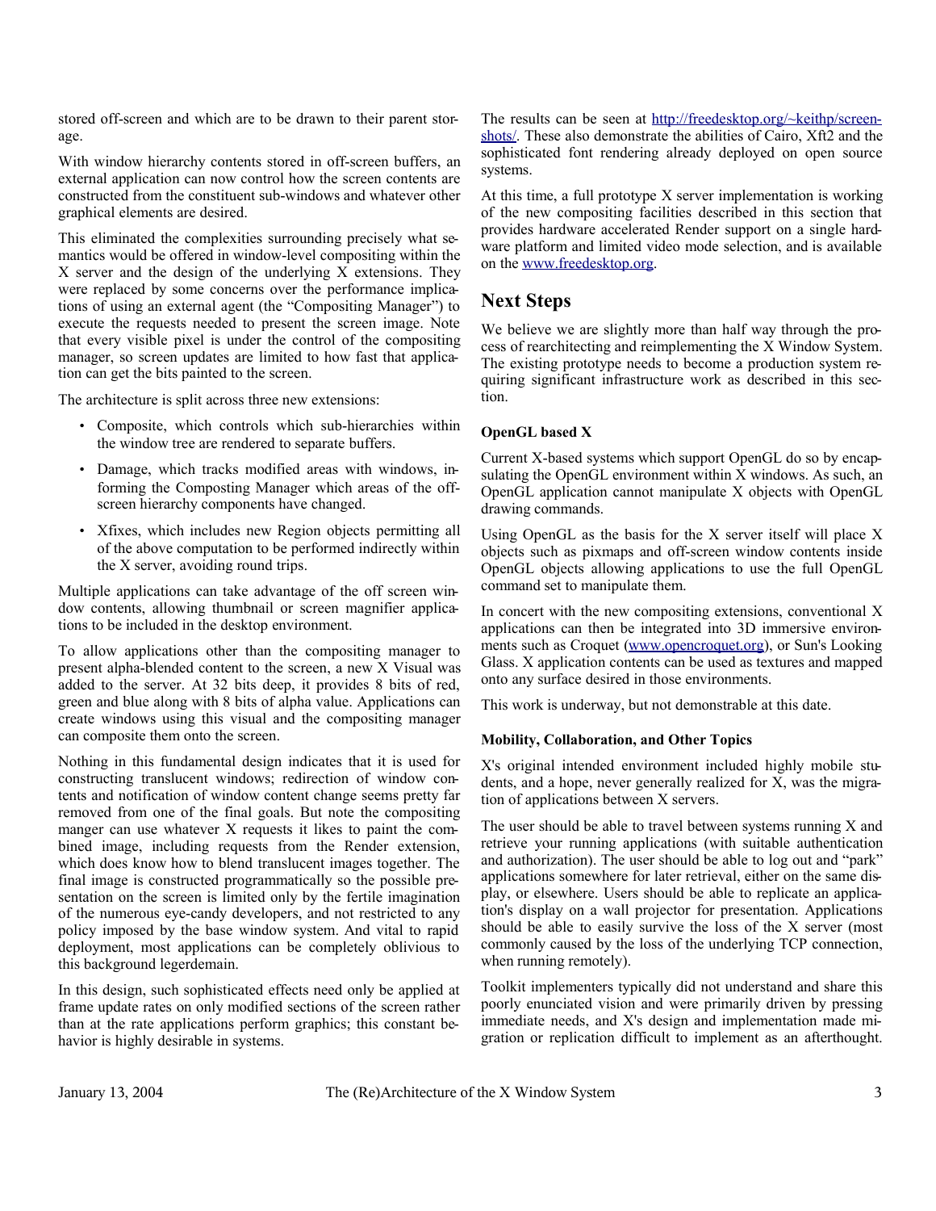stored off-screen and which are to be drawn to their parent storage.

With window hierarchy contents stored in off-screen buffers, an external application can now control how the screen contents are constructed from the constituent sub-windows and whatever other graphical elements are desired.

This eliminated the complexities surrounding precisely what semantics would be offered in window-level compositing within the X server and the design of the underlying X extensions. They were replaced by some concerns over the performance implications of using an external agent (the "Compositing Manager") to execute the requests needed to present the screen image. Note that every visible pixel is under the control of the compositing manager, so screen updates are limited to how fast that application can get the bits painted to the screen.

The architecture is split across three new extensions:

- Composite, which controls which sub-hierarchies within the window tree are rendered to separate buffers.
- Damage, which tracks modified areas with windows, informing the Composting Manager which areas of the off-screen hierarchy components have changed.
- Xfixes, which includes new Region objects permitting all of the above computation to be performed indirectly within the X server, avoiding round trips.

Multiple applications can take advantage of the off screen window contents, allowing thumbnail or screen magnifier applications to be included in the desktop environment.

To allow applications other than the compositing manager to present alpha-blended content to the screen, a new X Visual was added to the server. At 32 bits deep, it provides 8 bits of red, green and blue along with 8 bits of alpha value. Applications can create windows using this visual and the compositing manager can composite them onto the screen.

Nothing in this fundamental design indicates that it is used for constructing translucent windows; redirection of window contents and notification of window content change seems pretty far removed from one of the final goals. But note the compositing manger can use whatever X requests it likes to paint the combined image, including requests from the Render extension, which does know how to blend translucent images together. The final image is constructed programmatically so the possible presentation on the screen is limited only by the fertile imagination of the numerous eye-candy developers, and not restricted to any policy imposed by the base window system. And vital to rapid deployment, most applications can be completely oblivious to this background legerdemain.

In this design, such sophisticated effects need only be applied at frame update rates on only modified sections of the screen rather than at the rate applications perform graphics; this constant behavior is highly desirable in systems.

The results can be seen at http://freedesktop.org/~keithp/screenshots/. These also demonstrate the abilities of Cairo, Xft2 and the sophisticated font rendering already deployed on open source systems.

At this time, a full prototype X server implementation is working of the new compositing facilities described in this section that provides hardware accelerated Render support on a single hardware platform and limited video mode selection, and is available on the www.freedesktop.org.

## Next Steps

We believe we are slightly more than half way through the process of rearchitecting and reimplementing the X Window System. The existing prototype needs to become a production system requiring significant infrastructure work as described in this section.

#### OpenGL based X

Current X-based systems which support OpenGL do so by encapsulating the OpenGL environment within X windows. As such, an OpenGL application cannot manipulate X objects with OpenGL drawing commands.

Using OpenGL as the basis for the X server itself will place X objects such as pixmaps and off-screen window contents inside OpenGL objects allowing applications to use the full OpenGL command set to manipulate them.

In concert with the new compositing extensions, conventional X applications can then be integrated into 3D immersive environments such as Croquet (www.opencroquet.org), or Sun's Looking Glass. X application contents can be used as textures and mapped onto any surface desired in those environments.

This work is underway, but not demonstrable at this date.

#### Mobility, Collaboration, and Other Topics

X's original intended environment included highly mobile students, and a hope, never generally realized for X, was the migration of applications between X servers.

The user should be able to travel between systems running X and retrieve your running applications (with suitable authentication and authorization). The user should be able to log out and "park" applications somewhere for later retrieval, either on the same display, or elsewhere. Users should be able to replicate an application's display on a wall projector for presentation. Applications should be able to easily survive the loss of the X server (most commonly caused by the loss of the underlying TCP connection, when running remotely).

Toolkit implementers typically did not understand and share this poorly enunciated vision and were primarily driven by pressing immediate needs, and X's design and implementation made migration or replication difficult to implement as an afterthought.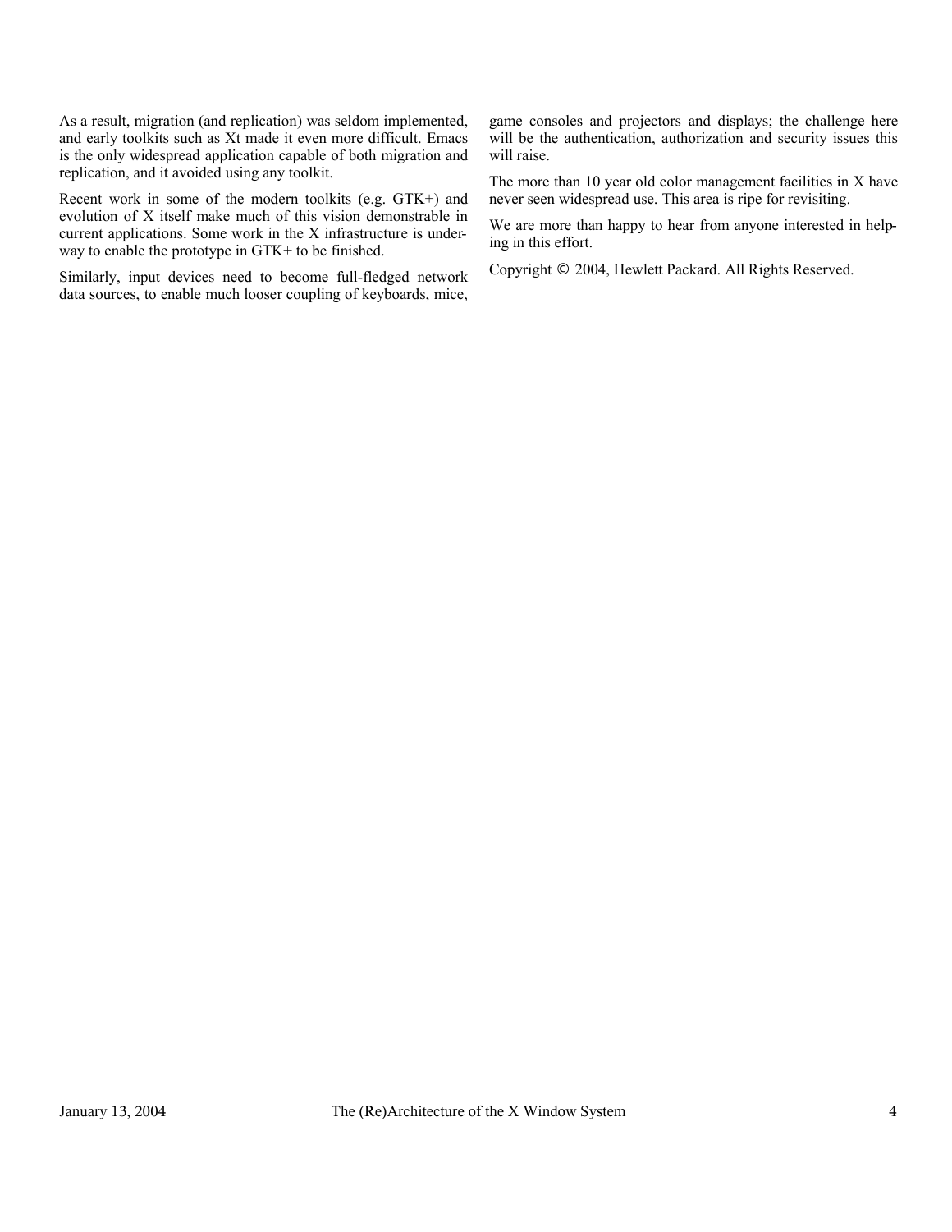As a result, migration (and replication) was seldom implemented, and early toolkits such as Xt made it even more difficult. Emacs is the only widespread application capable of both migration and replication, and it avoided using any toolkit.

Recent work in some of the modern toolkits (e.g. GTK+) and evolution of X itself make much of this vision demonstrable in current applications. Some work in the X infrastructure is underway to enable the prototype in GTK+ to be finished.

Similarly, input devices need to become full-fledged network data sources, to enable much looser coupling of keyboards, mice, game consoles and projectors and displays; the challenge here will be the authentication, authorization and security issues this will raise.

The more than 10 year old color management facilities in X have never seen widespread use. This area is ripe for revisiting.

We are more than happy to hear from anyone interested in helping in this effort.

Copyright © 2004, Hewlett Packard. All Rights Reserved.